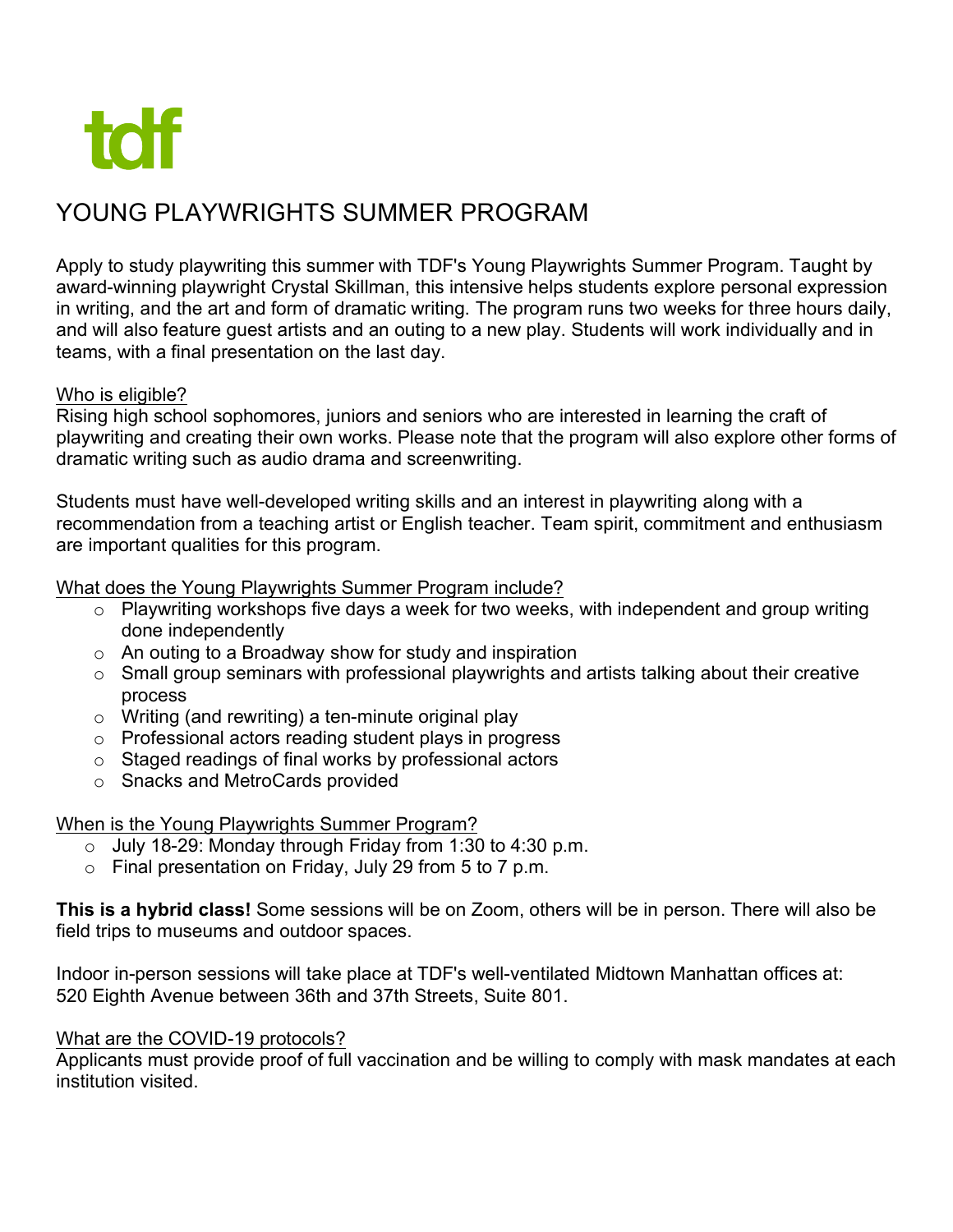tdf

# YOUNG PLAYWRIGHTS SUMMER PROGRAM

Apply to study playwriting this summer with TDF's Young Playwrights Summer Program. Taught by award-winning playwright Crystal Skillman, this intensive helps students explore personal expression in writing, and the art and form of dramatic writing. The program runs two weeks for three hours daily, and will also feature guest artists and an outing to a new play. Students will work individually and in teams, with a final presentation on the last day.

Who is eligible?

Rising high school sophomores, juniors and seniors who are interested in learning the craft of playwriting and creating their own works. Please note that the program will also explore other forms of dramatic writing such as audio drama and screenwriting.

Students must have well-developed writing skills and an interest in playwriting along with a recommendation from a teaching artist or English teacher. Team spirit, commitment and enthusiasm are important qualities for this program.

What does the Young Playwrights Summer Program include?

- Playwriting workshops five days a week for two weeks, with independent and group writing done independently
- An outing to a Broadway show for study and inspiration
- Small group seminars with professional playwrights and artists talking about their creative process
- Writing (and rewriting) a ten-minute original play
- Professional actors reading student plays in progress
- Staged readings of final works by professional actors
- Snacks and MetroCards provided

When is the Young Playwrights Summer Program?

- July 18-29: Monday through Friday from 1:30 to 4:30 p.m.
- Final presentation on Friday, July 29 from 5 to 7 p.m.

**This is a hybrid class!** Some sessions will be on Zoom, others will be in person. There will also be field trips to museums and outdoor spaces.

Indoor in-person sessions will take place at TDF's well-ventilated Midtown Manhattan offices at:
520 Eighth Avenue between 36th and 37th Streets, Suite 801.

What are the COVID-19 protocols?

Applicants must provide proof of full vaccination and be willing to comply with mask mandates at each institution visited.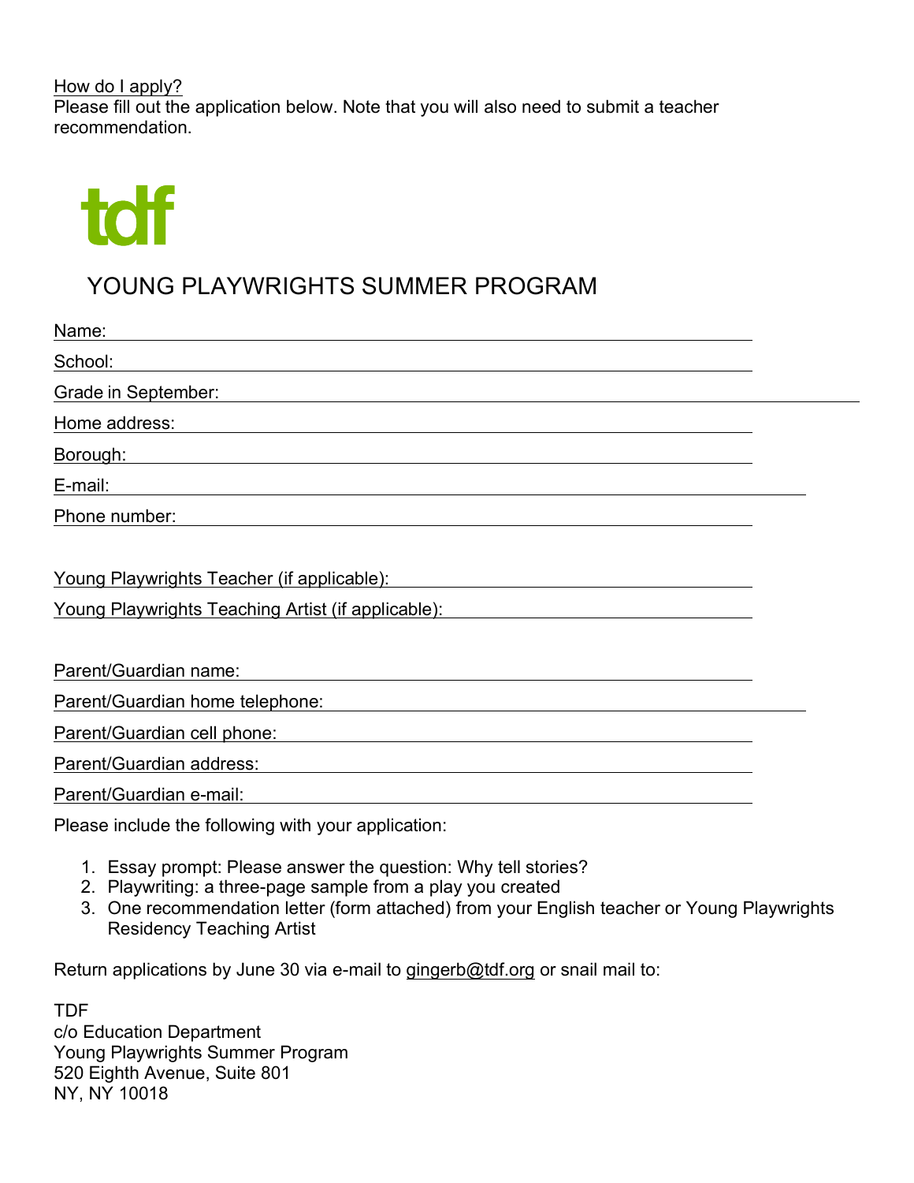How do I apply?

Please fill out the application below. Note that you will also need to submit a teacher recommendation.

tdf

# YOUNG PLAYWRIGHTS SUMMER PROGRAM

Name: ______________________________

School: ______________________________

Grade in September: ______________________________

Home address: ______________________________

Borough: ______________________________

E-mail: ______________________________

Phone number: ______________________________

Young Playwrights Teacher (if applicable): ______________________________

Young Playwrights Teaching Artist (if applicable): ______________________________

Parent/Guardian name: ______________________________

Parent/Guardian home telephone: ______________________________

Parent/Guardian cell phone: ______________________________

Parent/Guardian address: ______________________________

Parent/Guardian e-mail: ______________________________

Please include the following with your application:

1. Essay prompt: Please answer the question: Why tell stories?
2. Playwriting: a three-page sample from a play you created
3. One recommendation letter (form attached) from your English teacher or Young Playwrights Residency Teaching Artist

Return applications by June 30 via e-mail to gingerb@tdf.org or snail mail to:

TDF
c/o Education Department
Young Playwrights Summer Program
520 Eighth Avenue, Suite 801
NY, NY 10018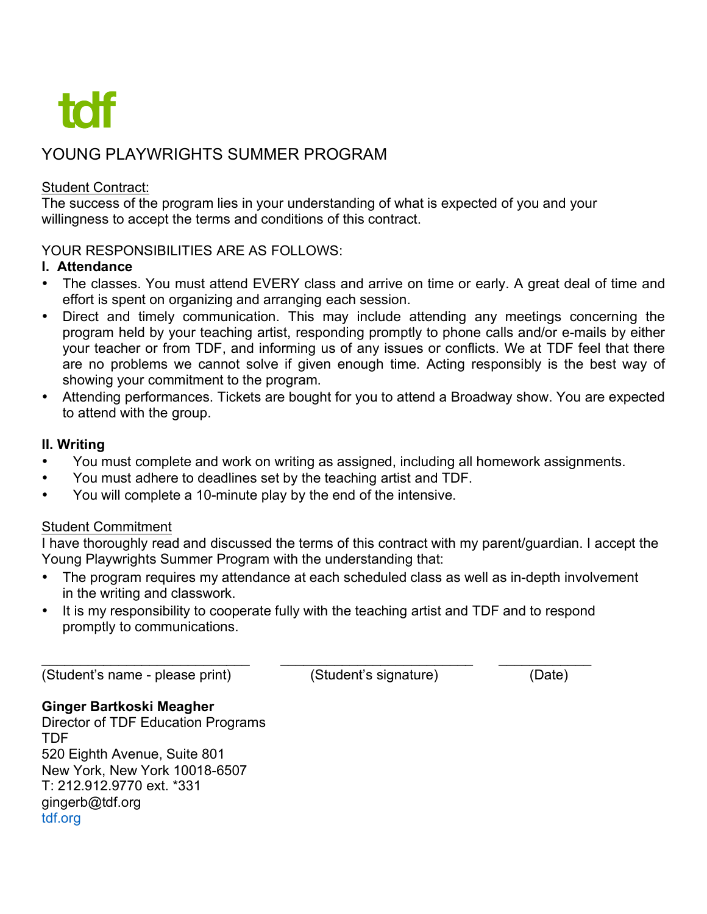tdf

# YOUNG PLAYWRIGHTS SUMMER PROGRAM

<u>Student Contract:</u>
The success of the program lies in your understanding of what is expected of you and your willingness to accept the terms and conditions of this contract.

YOUR RESPONSIBILITIES ARE AS FOLLOWS:

**I. Attendance**

- The classes. You must attend EVERY class and arrive on time or early. A great deal of time and effort is spent on organizing and arranging each session.
- Direct and timely communication. This may include attending any meetings concerning the program held by your teaching artist, responding promptly to phone calls and/or e-mails by either your teacher or from TDF, and informing us of any issues or conflicts. We at TDF feel that there are no problems we cannot solve if given enough time. Acting responsibly is the best way of showing your commitment to the program.
- Attending performances. Tickets are bought for you to attend a Broadway show. You are expected to attend with the group.

**II. Writing**

- You must complete and work on writing as assigned, including all homework assignments.
- You must adhere to deadlines set by the teaching artist and TDF.
- You will complete a 10-minute play by the end of the intensive.

<u>Student Commitment</u>
I have thoroughly read and discussed the terms of this contract with my parent/guardian. I accept the Young Playwrights Summer Program with the understanding that:

- The program requires my attendance at each scheduled class as well as in-depth involvement in the writing and classwork.
- It is my responsibility to cooperate fully with the teaching artist and TDF and to respond promptly to communications.

___________________________ ________________________ ____________
(Student's name - please print) (Student's signature) (Date)

**Ginger Bartkoski Meagher**
Director of TDF Education Programs
TDF
520 Eighth Avenue, Suite 801
New York, New York 10018-6507
T: 212.912.9770 ext. *331
gingerb@tdf.org
tdf.org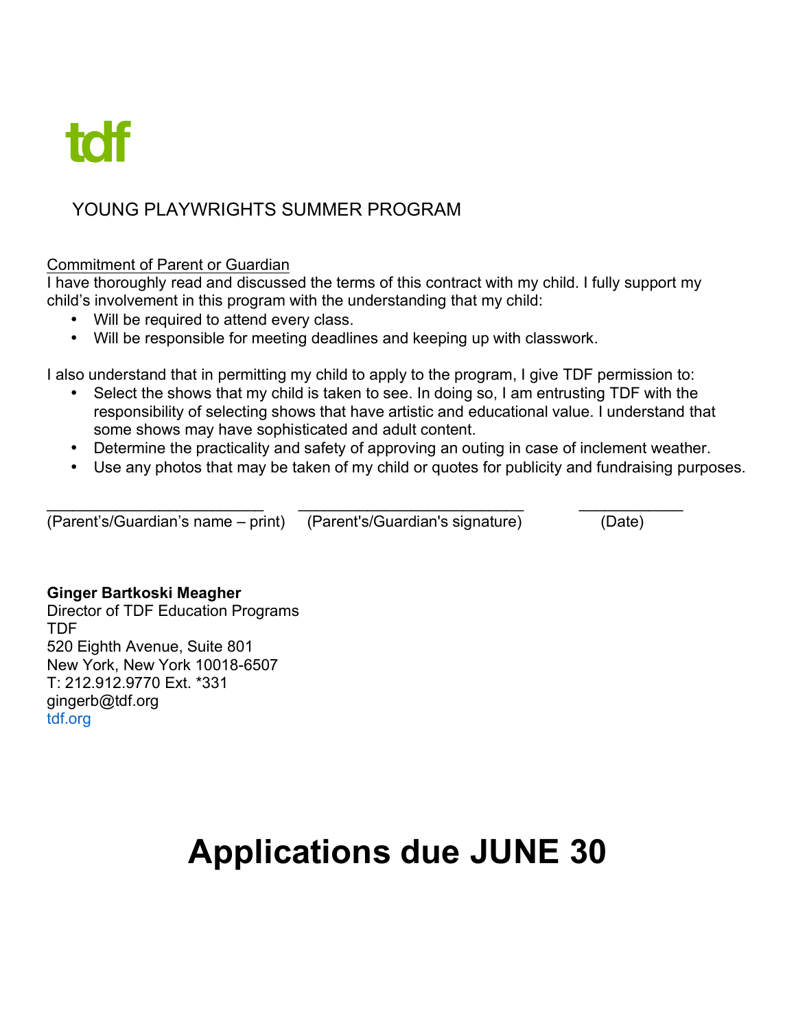tdf

## YOUNG PLAYWRIGHTS SUMMER PROGRAM

Commitment of Parent or Guardian

I have thoroughly read and discussed the terms of this contract with my child. I fully support my child's involvement in this program with the understanding that my child:

- Will be required to attend every class.
- Will be responsible for meeting deadlines and keeping up with classwork.

I also understand that in permitting my child to apply to the program, I give TDF permission to:

- Select the shows that my child is taken to see. In doing so, I am entrusting TDF with the responsibility of selecting shows that have artistic and educational value. I understand that some shows may have sophisticated and adult content.
- Determine the practicality and safety of approving an outing in case of inclement weather.
- Use any photos that may be taken of my child or quotes for publicity and fundraising purposes.

_________________________ _________________________ ____________

(Parent's/Guardian's name – print) (Parent's/Guardian's signature) (Date)

**Ginger Bartkoski Meagher**
Director of TDF Education Programs
TDF
520 Eighth Avenue, Suite 801
New York, New York 10018-6507
T: 212.912.9770 Ext. *331
gingerb@tdf.org
tdf.org

# Applications due JUNE 30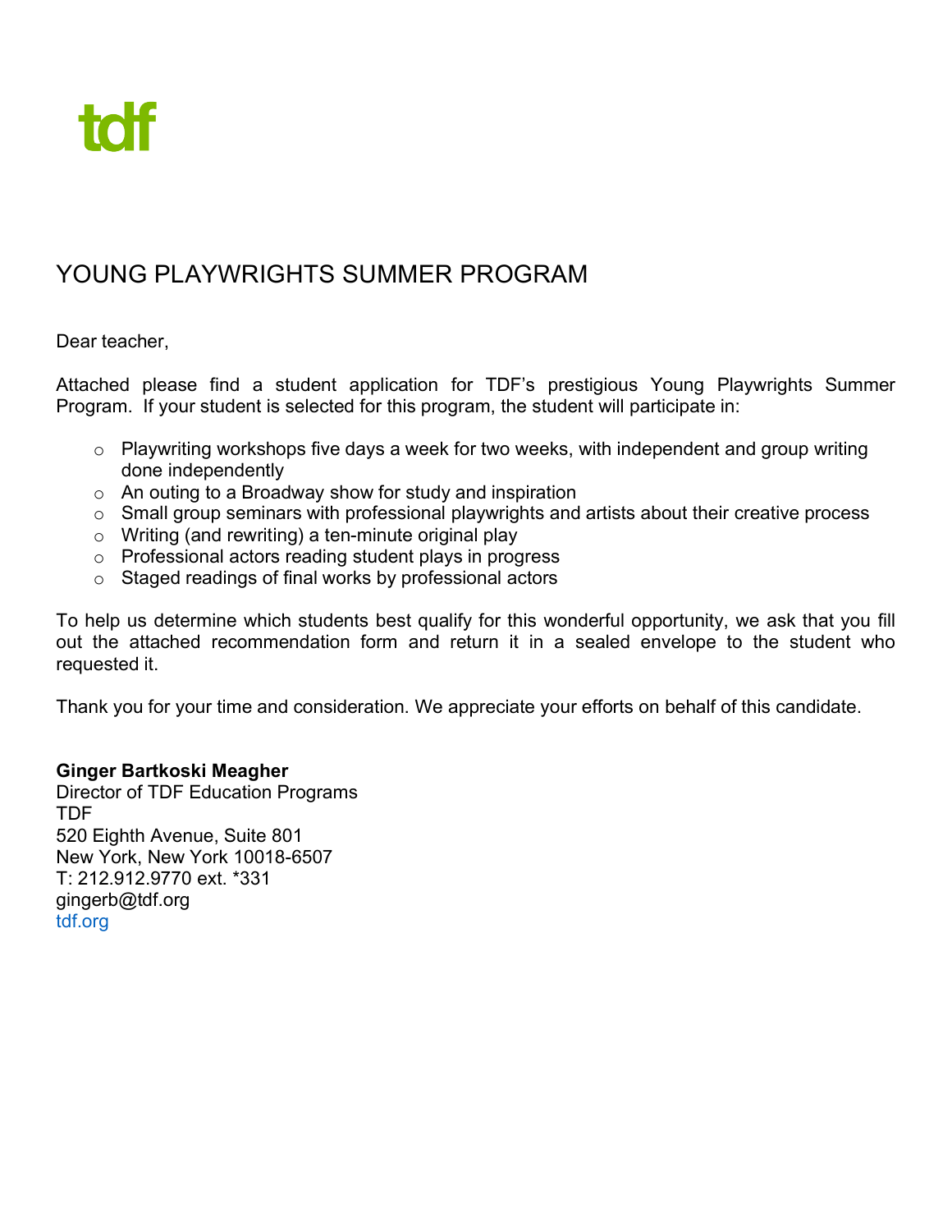tdf

# YOUNG PLAYWRIGHTS SUMMER PROGRAM

Dear teacher,

Attached please find a student application for TDF's prestigious Young Playwrights Summer Program. If your student is selected for this program, the student will participate in:

- Playwriting workshops five days a week for two weeks, with independent and group writing done independently
- An outing to a Broadway show for study and inspiration
- Small group seminars with professional playwrights and artists about their creative process
- Writing (and rewriting) a ten-minute original play
- Professional actors reading student plays in progress
- Staged readings of final works by professional actors

To help us determine which students best qualify for this wonderful opportunity, we ask that you fill out the attached recommendation form and return it in a sealed envelope to the student who requested it.

Thank you for your time and consideration. We appreciate your efforts on behalf of this candidate.

**Ginger Bartkoski Meagher**
Director of TDF Education Programs
TDF
520 Eighth Avenue, Suite 801
New York, New York 10018-6507
T: 212.912.9770 ext. *331
gingerb@tdf.org
tdf.org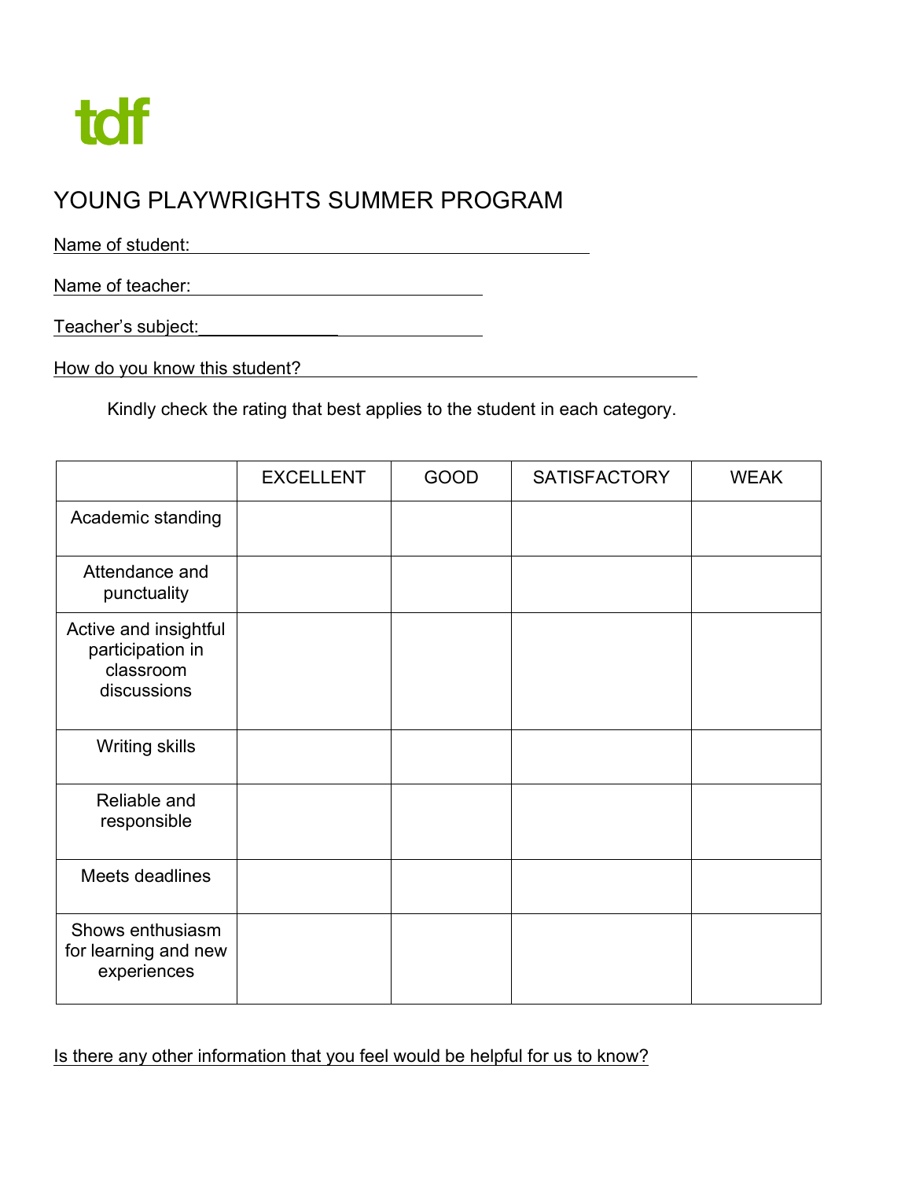tdf

# YOUNG PLAYWRIGHTS SUMMER PROGRAM

Name of student: \_\_\_\_\_\_\_\_\_\_\_\_\_\_\_\_\_\_\_\_\_\_\_\_\_\_\_\_\_\_\_\_\_\_\_\_\_\_\_\_

Name of teacher: \_\_\_\_\_\_\_\_\_\_\_\_\_\_\_\_\_\_\_\_\_\_\_\_\_\_\_\_\_\_

Teacher's subject: \_\_\_\_\_\_\_\_\_\_\_\_\_\_\_\_\_\_\_\_\_\_\_\_\_\_\_\_\_\_

How do you know this student? \_\_\_\_\_\_\_\_\_\_\_\_\_\_\_\_\_\_\_\_\_\_\_\_\_\_\_\_\_\_\_\_\_\_\_\_\_\_\_\_

Kindly check the rating that best applies to the student in each category.

| | EXCELLENT | GOOD | SATISFACTORY | WEAK |
|---|---|---|---|---|
| Academic standing | | | | |
| Attendance and punctuality | | | | |
| Active and insightful participation in classroom discussions | | | | |
| Writing skills | | | | |
| Reliable and responsible | | | | |
| Meets deadlines | | | | |
| Shows enthusiasm for learning and new experiences | | | | |

Is there any other information that you feel would be helpful for us to know?